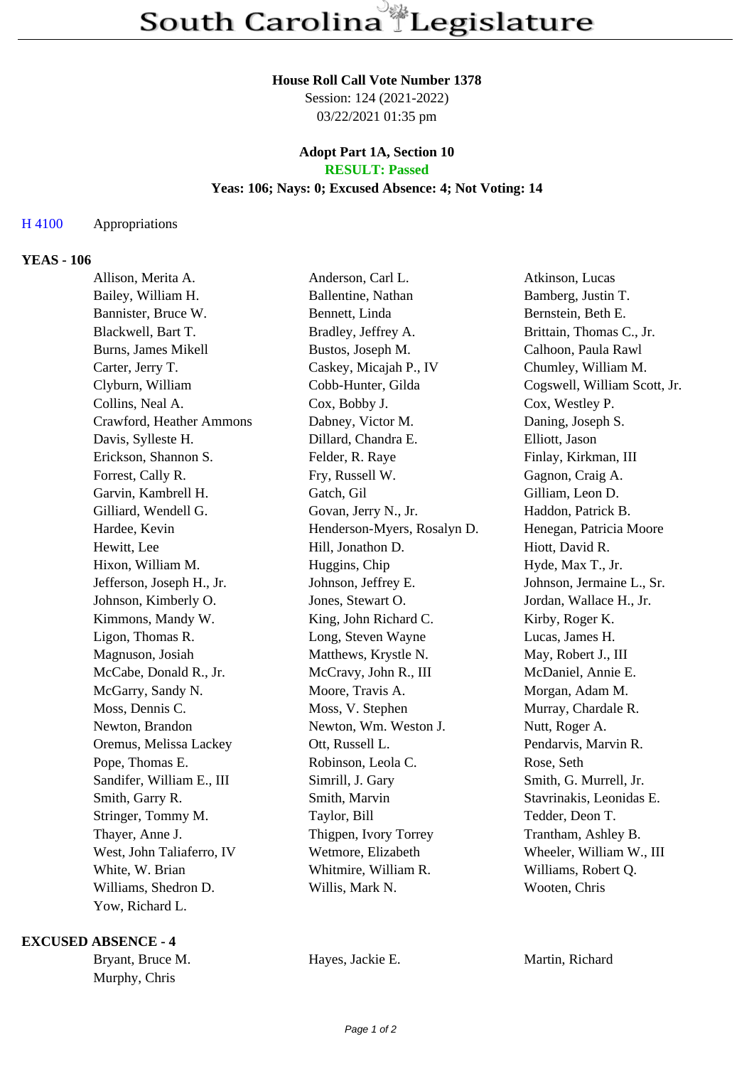# South Carolina Legislature

**House Roll Call Vote Number 1378**
Session: 124 (2021-2022)
03/22/2021 01:35 pm

**Adopt Part 1A, Section 10**
**RESULT: Passed**
**Yeas: 106; Nays: 0; Excused Absence: 4; Not Voting: 14**

H 4100 Appropriations

## YEAS - 106

| | | |
|---|---|---|
| Allison, Merita A. | Anderson, Carl L. | Atkinson, Lucas |
| Bailey, William H. | Ballentine, Nathan | Bamberg, Justin T. |
| Bannister, Bruce W. | Bennett, Linda | Bernstein, Beth E. |
| Blackwell, Bart T. | Bradley, Jeffrey A. | Brittain, Thomas C., Jr. |
| Burns, James Mikell | Bustos, Joseph M. | Calhoon, Paula Rawl |
| Carter, Jerry T. | Caskey, Micajah P., IV | Chumley, William M. |
| Clyburn, William | Cobb-Hunter, Gilda | Cogswell, William Scott, Jr. |
| Collins, Neal A. | Cox, Bobby J. | Cox, Westley P. |
| Crawford, Heather Ammons | Dabney, Victor M. | Daning, Joseph S. |
| Davis, Sylleste H. | Dillard, Chandra E. | Elliott, Jason |
| Erickson, Shannon S. | Felder, R. Raye | Finlay, Kirkman, III |
| Forrest, Cally R. | Fry, Russell W. | Gagnon, Craig A. |
| Garvin, Kambrell H. | Gatch, Gil | Gilliam, Leon D. |
| Gilliard, Wendell G. | Govan, Jerry N., Jr. | Haddon, Patrick B. |
| Hardee, Kevin | Henderson-Myers, Rosalyn D. | Henegan, Patricia Moore |
| Hewitt, Lee | Hill, Jonathon D. | Hiott, David R. |
| Hixon, William M. | Huggins, Chip | Hyde, Max T., Jr. |
| Jefferson, Joseph H., Jr. | Johnson, Jeffrey E. | Johnson, Jermaine L., Sr. |
| Johnson, Kimberly O. | Jones, Stewart O. | Jordan, Wallace H., Jr. |
| Kimmons, Mandy W. | King, John Richard C. | Kirby, Roger K. |
| Ligon, Thomas R. | Long, Steven Wayne | Lucas, James H. |
| Magnuson, Josiah | Matthews, Krystle N. | May, Robert J., III |
| McCabe, Donald R., Jr. | McCravy, John R., III | McDaniel, Annie E. |
| McGarry, Sandy N. | Moore, Travis A. | Morgan, Adam M. |
| Moss, Dennis C. | Moss, V. Stephen | Murray, Chardale R. |
| Newton, Brandon | Newton, Wm. Weston J. | Nutt, Roger A. |
| Oremus, Melissa Lackey | Ott, Russell L. | Pendarvis, Marvin R. |
| Pope, Thomas E. | Robinson, Leola C. | Rose, Seth |
| Sandifer, William E., III | Simrill, J. Gary | Smith, G. Murrell, Jr. |
| Smith, Garry R. | Smith, Marvin | Stavrinakis, Leonidas E. |
| Stringer, Tommy M. | Taylor, Bill | Tedder, Deon T. |
| Thayer, Anne J. | Thigpen, Ivory Torrey | Trantham, Ashley B. |
| West, John Taliaferro, IV | Wetmore, Elizabeth | Wheeler, William W., III |
| White, W. Brian | Whitmire, William R. | Williams, Robert Q. |
| Williams, Shedron D. | Willis, Mark N. | Wooten, Chris |
| Yow, Richard L. | | |

## EXCUSED ABSENCE - 4

| | | |
|---|---|---|
| Bryant, Bruce M. | Hayes, Jackie E. | Martin, Richard |
| Murphy, Chris | | |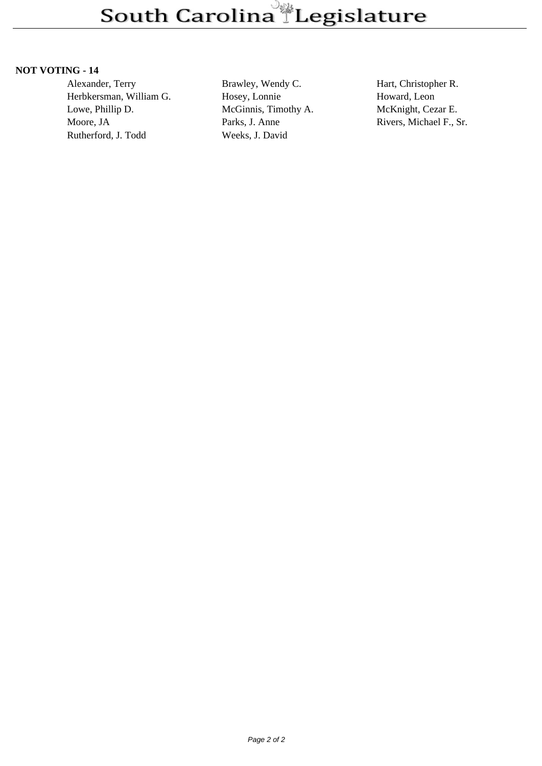**NOT VOTING - 14**

| | | |
|---|---|---|
| Alexander, Terry | Brawley, Wendy C. | Hart, Christopher R. |
| Herbkersman, William G. | Hosey, Lonnie | Howard, Leon |
| Lowe, Phillip D. | McGinnis, Timothy A. | McKnight, Cezar E. |
| Moore, JA | Parks, J. Anne | Rivers, Michael F., Sr. |
| Rutherford, J. Todd | Weeks, J. David | |